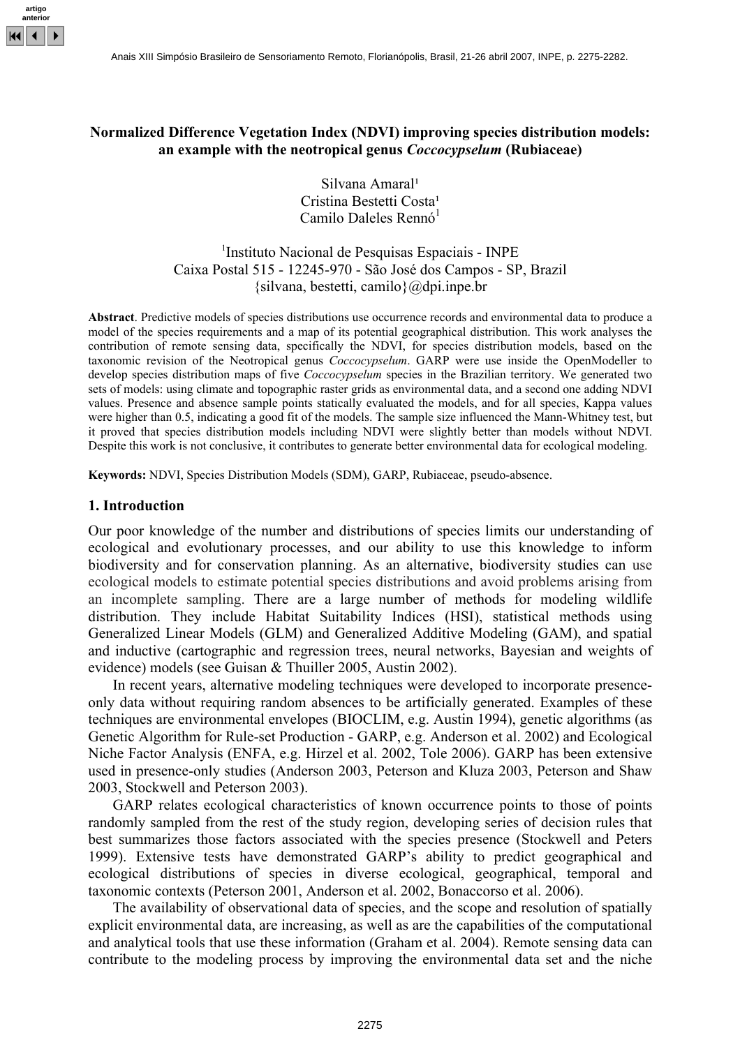# Normalized Difference Vegetation Index (NDVI) improving species distribution models: an example with the neotropical genus *Coccocypselum* (Rubiaceae)

Silvana Amaral[1]
Cristina Bestetti Costa[1]
Camilo Daleles Rennó[1]

[1]Instituto Nacional de Pesquisas Espaciais - INPE
Caixa Postal 515 - 12245-970 - São José dos Campos - SP, Brazil
{silvana, bestetti, camilo}@dpi.inpe.br

**Abstract**. Predictive models of species distributions use occurrence records and environmental data to produce a model of the species requirements and a map of its potential geographical distribution. This work analyses the contribution of remote sensing data, specifically the NDVI, for species distribution models, based on the taxonomic revision of the Neotropical genus *Coccocypselum*. GARP were use inside the OpenModeller to develop species distribution maps of five *Coccocypselum* species in the Brazilian territory. We generated two sets of models: using climate and topographic raster grids as environmental data, and a second one adding NDVI values. Presence and absence sample points statically evaluated the models, and for all species, Kappa values were higher than 0.5, indicating a good fit of the models. The sample size influenced the Mann-Whitney test, but it proved that species distribution models including NDVI were slightly better than models without NDVI. Despite this work is not conclusive, it contributes to generate better environmental data for ecological modeling.

**Keywords:** NDVI, Species Distribution Models (SDM), GARP, Rubiaceae, pseudo-absence.

## 1. Introduction

Our poor knowledge of the number and distributions of species limits our understanding of ecological and evolutionary processes, and our ability to use this knowledge to inform biodiversity and for conservation planning. As an alternative, biodiversity studies can use ecological models to estimate potential species distributions and avoid problems arising from an incomplete sampling. There are a large number of methods for modeling wildlife distribution. They include Habitat Suitability Indices (HSI), statistical methods using Generalized Linear Models (GLM) and Generalized Additive Modeling (GAM), and spatial and inductive (cartographic and regression trees, neural networks, Bayesian and weights of evidence) models (see Guisan & Thuiller 2005, Austin 2002).

In recent years, alternative modeling techniques were developed to incorporate presence-only data without requiring random absences to be artificially generated. Examples of these techniques are environmental envelopes (BIOCLIM, e.g. Austin 1994), genetic algorithms (as Genetic Algorithm for Rule-set Production - GARP, e.g. Anderson et al. 2002) and Ecological Niche Factor Analysis (ENFA, e.g. Hirzel et al. 2002, Tole 2006). GARP has been extensive used in presence-only studies (Anderson 2003, Peterson and Kluza 2003, Peterson and Shaw 2003, Stockwell and Peterson 2003).

GARP relates ecological characteristics of known occurrence points to those of points randomly sampled from the rest of the study region, developing series of decision rules that best summarizes those factors associated with the species presence (Stockwell and Peters 1999). Extensive tests have demonstrated GARP's ability to predict geographical and ecological distributions of species in diverse ecological, geographical, temporal and taxonomic contexts (Peterson 2001, Anderson et al. 2002, Bonaccorso et al. 2006).

The availability of observational data of species, and the scope and resolution of spatially explicit environmental data, are increasing, as well as are the capabilities of the computational and analytical tools that use these information (Graham et al. 2004). Remote sensing data can contribute to the modeling process by improving the environmental data set and the niche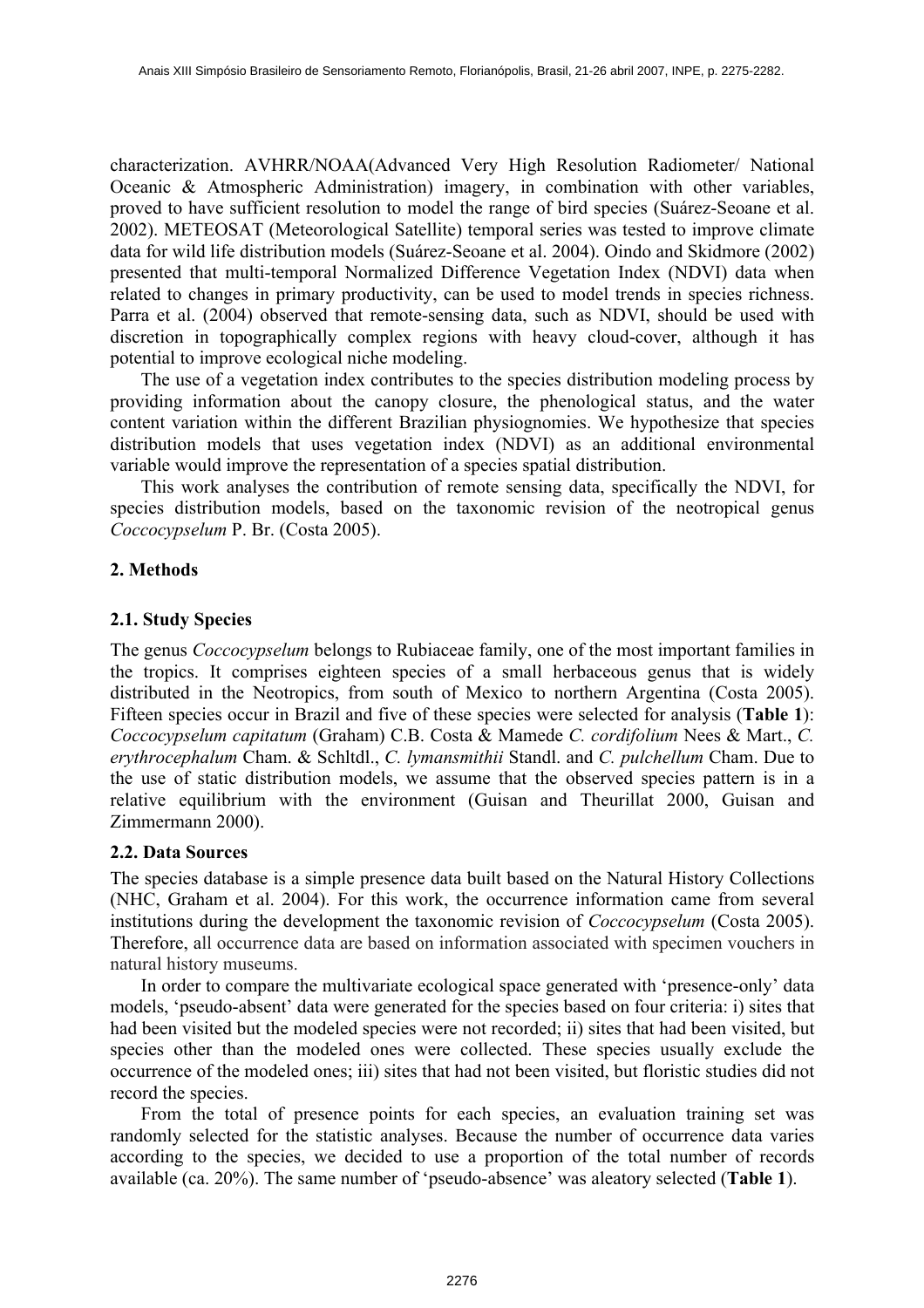characterization. AVHRR/NOAA(Advanced Very High Resolution Radiometer/ National Oceanic & Atmospheric Administration) imagery, in combination with other variables, proved to have sufficient resolution to model the range of bird species (Suárez-Seoane et al. 2002). METEOSAT (Meteorological Satellite) temporal series was tested to improve climate data for wild life distribution models (Suárez-Seoane et al. 2004). Oindo and Skidmore (2002) presented that multi-temporal Normalized Difference Vegetation Index (NDVI) data when related to changes in primary productivity, can be used to model trends in species richness. Parra et al. (2004) observed that remote-sensing data, such as NDVI, should be used with discretion in topographically complex regions with heavy cloud-cover, although it has potential to improve ecological niche modeling.

The use of a vegetation index contributes to the species distribution modeling process by providing information about the canopy closure, the phenological status, and the water content variation within the different Brazilian physiognomies. We hypothesize that species distribution models that uses vegetation index (NDVI) as an additional environmental variable would improve the representation of a species spatial distribution.

This work analyses the contribution of remote sensing data, specifically the NDVI, for species distribution models, based on the taxonomic revision of the neotropical genus *Coccocypselum* P. Br. (Costa 2005).

## 2. Methods

### 2.1. Study Species

The genus *Coccocypselum* belongs to Rubiaceae family, one of the most important families in the tropics. It comprises eighteen species of a small herbaceous genus that is widely distributed in the Neotropics, from south of Mexico to northern Argentina (Costa 2005). Fifteen species occur in Brazil and five of these species were selected for analysis (**Table 1**): *Coccocypselum capitatum* (Graham) C.B. Costa & Mamede *C. cordifolium* Nees & Mart., *C. erythrocephalum* Cham. & Schltdl., *C. lymansmithii* Standl. and *C. pulchellum* Cham. Due to the use of static distribution models, we assume that the observed species pattern is in a relative equilibrium with the environment (Guisan and Theurillat 2000, Guisan and Zimmermann 2000).

### 2.2. Data Sources

The species database is a simple presence data built based on the Natural History Collections (NHC, Graham et al. 2004). For this work, the occurrence information came from several institutions during the development the taxonomic revision of *Coccocypselum* (Costa 2005). Therefore, all occurrence data are based on information associated with specimen vouchers in natural history museums.

In order to compare the multivariate ecological space generated with 'presence-only' data models, 'pseudo-absent' data were generated for the species based on four criteria: i) sites that had been visited but the modeled species were not recorded; ii) sites that had been visited, but species other than the modeled ones were collected. These species usually exclude the occurrence of the modeled ones; iii) sites that had not been visited, but floristic studies did not record the species.

From the total of presence points for each species, an evaluation training set was randomly selected for the statistic analyses. Because the number of occurrence data varies according to the species, we decided to use a proportion of the total number of records available (ca. 20%). The same number of 'pseudo-absence' was aleatory selected (**Table 1**).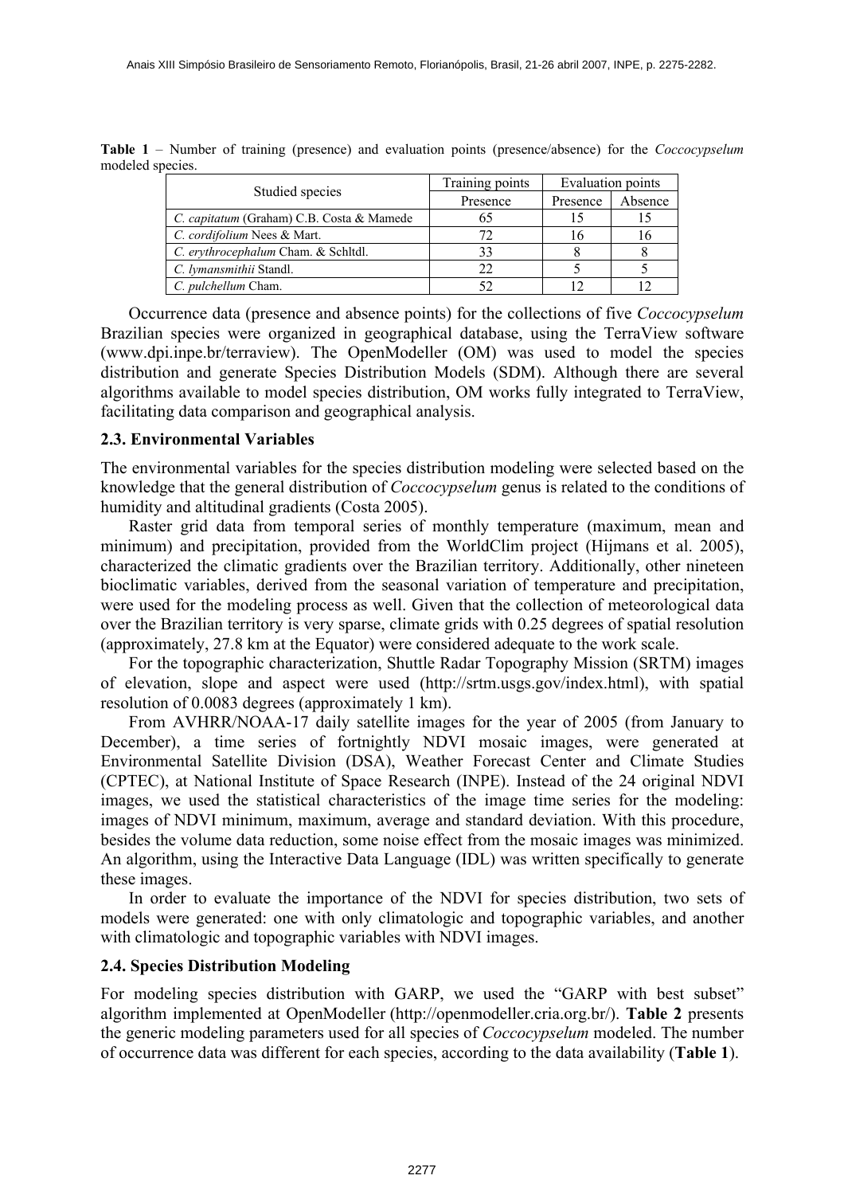**Table 1** – Number of training (presence) and evaluation points (presence/absence) for the *Coccocypselum* modeled species.

| Studied species | Training points | Evaluation points | |
|---|---|---|---|
| | Presence | Presence | Absence |
| *C. capitatum* (Graham) C.B. Costa & Mamede | 65 | 15 | 15 |
| *C. cordifolium* Nees & Mart. | 72 | 16 | 16 |
| *C. erythrocephalum* Cham. & Schltdl. | 33 | 8 | 8 |
| *C. lymansmithii* Standl. | 22 | 5 | 5 |
| *C. pulchellum* Cham. | 52 | 12 | 12 |

Occurrence data (presence and absence points) for the collections of five *Coccocypselum* Brazilian species were organized in geographical database, using the TerraView software (www.dpi.inpe.br/terraview). The OpenModeller (OM) was used to model the species distribution and generate Species Distribution Models (SDM). Although there are several algorithms available to model species distribution, OM works fully integrated to TerraView, facilitating data comparison and geographical analysis.

### 2.3. Environmental Variables

The environmental variables for the species distribution modeling were selected based on the knowledge that the general distribution of *Coccocypselum* genus is related to the conditions of humidity and altitudinal gradients (Costa 2005).

Raster grid data from temporal series of monthly temperature (maximum, mean and minimum) and precipitation, provided from the WorldClim project (Hijmans et al. 2005), characterized the climatic gradients over the Brazilian territory. Additionally, other nineteen bioclimatic variables, derived from the seasonal variation of temperature and precipitation, were used for the modeling process as well. Given that the collection of meteorological data over the Brazilian territory is very sparse, climate grids with 0.25 degrees of spatial resolution (approximately, 27.8 km at the Equator) were considered adequate to the work scale.

For the topographic characterization, Shuttle Radar Topography Mission (SRTM) images of elevation, slope and aspect were used (http://srtm.usgs.gov/index.html), with spatial resolution of 0.0083 degrees (approximately 1 km).

From AVHRR/NOAA-17 daily satellite images for the year of 2005 (from January to December), a time series of fortnightly NDVI mosaic images, were generated at Environmental Satellite Division (DSA), Weather Forecast Center and Climate Studies (CPTEC), at National Institute of Space Research (INPE). Instead of the 24 original NDVI images, we used the statistical characteristics of the image time series for the modeling: images of NDVI minimum, maximum, average and standard deviation. With this procedure, besides the volume data reduction, some noise effect from the mosaic images was minimized. An algorithm, using the Interactive Data Language (IDL) was written specifically to generate these images.

In order to evaluate the importance of the NDVI for species distribution, two sets of models were generated: one with only climatologic and topographic variables, and another with climatologic and topographic variables with NDVI images.

### 2.4. Species Distribution Modeling

For modeling species distribution with GARP, we used the "GARP with best subset" algorithm implemented at OpenModeller (http://openmodeller.cria.org.br/). **Table 2** presents the generic modeling parameters used for all species of *Coccocypselum* modeled. The number of occurrence data was different for each species, according to the data availability (**Table 1**).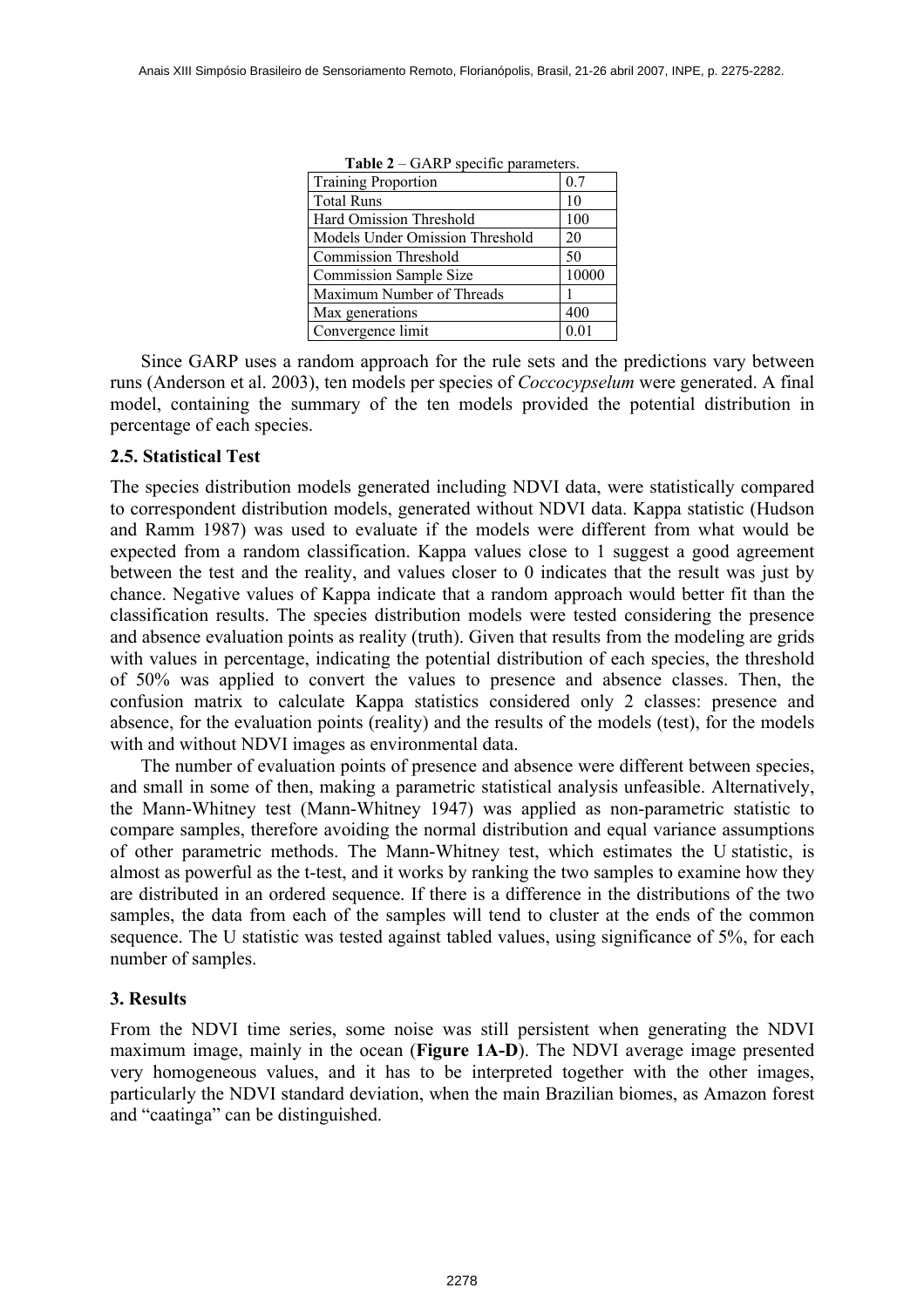**Table 2** – GARP specific parameters.

| Parameter | Value |
|---|---|
| Training Proportion | 0.7 |
| Total Runs | 10 |
| Hard Omission Threshold | 100 |
| Models Under Omission Threshold | 20 |
| Commission Threshold | 50 |
| Commission Sample Size | 10000 |
| Maximum Number of Threads | 1 |
| Max generations | 400 |
| Convergence limit | 0.01 |

Since GARP uses a random approach for the rule sets and the predictions vary between runs (Anderson et al. 2003), ten models per species of *Coccocypselum* were generated. A final model, containing the summary of the ten models provided the potential distribution in percentage of each species.

### 2.5. Statistical Test

The species distribution models generated including NDVI data, were statistically compared to correspondent distribution models, generated without NDVI data. Kappa statistic (Hudson and Ramm 1987) was used to evaluate if the models were different from what would be expected from a random classification. Kappa values close to 1 suggest a good agreement between the test and the reality, and values closer to 0 indicates that the result was just by chance. Negative values of Kappa indicate that a random approach would better fit than the classification results. The species distribution models were tested considering the presence and absence evaluation points as reality (truth). Given that results from the modeling are grids with values in percentage, indicating the potential distribution of each species, the threshold of 50% was applied to convert the values to presence and absence classes. Then, the confusion matrix to calculate Kappa statistics considered only 2 classes: presence and absence, for the evaluation points (reality) and the results of the models (test), for the models with and without NDVI images as environmental data.

The number of evaluation points of presence and absence were different between species, and small in some of then, making a parametric statistical analysis unfeasible. Alternatively, the Mann-Whitney test (Mann-Whitney 1947) was applied as non-parametric statistic to compare samples, therefore avoiding the normal distribution and equal variance assumptions of other parametric methods. The Mann-Whitney test, which estimates the U statistic, is almost as powerful as the t-test, and it works by ranking the two samples to examine how they are distributed in an ordered sequence. If there is a difference in the distributions of the two samples, the data from each of the samples will tend to cluster at the ends of the common sequence. The U statistic was tested against tabled values, using significance of 5%, for each number of samples.

## 3. Results

From the NDVI time series, some noise was still persistent when generating the NDVI maximum image, mainly in the ocean (**Figure 1A-D**). The NDVI average image presented very homogeneous values, and it has to be interpreted together with the other images, particularly the NDVI standard deviation, when the main Brazilian biomes, as Amazon forest and "caatinga" can be distinguished.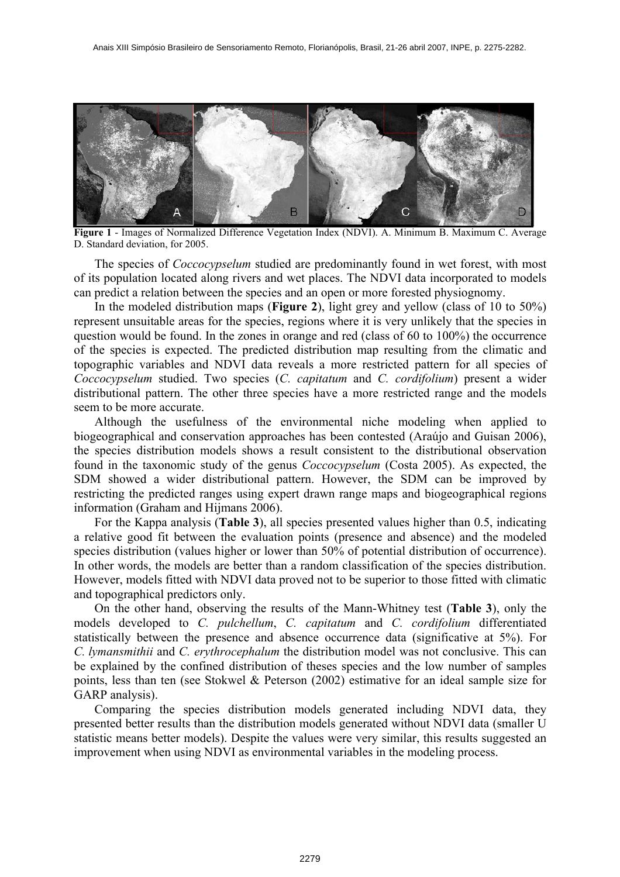**Figure 1** - Images of Normalized Difference Vegetation Index (NDVI). A. Minimum B. Maximum C. Average D. Standard deviation, for 2005.

The species of *Coccocypselum* studied are predominantly found in wet forest, with most of its population located along rivers and wet places. The NDVI data incorporated to models can predict a relation between the species and an open or more forested physiognomy.

In the modeled distribution maps (**Figure 2**), light grey and yellow (class of 10 to 50%) represent unsuitable areas for the species, regions where it is very unlikely that the species in question would be found. In the zones in orange and red (class of 60 to 100%) the occurrence of the species is expected. The predicted distribution map resulting from the climatic and topographic variables and NDVI data reveals a more restricted pattern for all species of *Coccocypselum* studied. Two species (*C. capitatum* and *C. cordifolium*) present a wider distributional pattern. The other three species have a more restricted range and the models seem to be more accurate.

Although the usefulness of the environmental niche modeling when applied to biogeographical and conservation approaches has been contested (Araújo and Guisan 2006), the species distribution models shows a result consistent to the distributional observation found in the taxonomic study of the genus *Coccocypselum* (Costa 2005). As expected, the SDM showed a wider distributional pattern. However, the SDM can be improved by restricting the predicted ranges using expert drawn range maps and biogeographical regions information (Graham and Hijmans 2006).

For the Kappa analysis (**Table 3**), all species presented values higher than 0.5, indicating a relative good fit between the evaluation points (presence and absence) and the modeled species distribution (values higher or lower than 50% of potential distribution of occurrence). In other words, the models are better than a random classification of the species distribution. However, models fitted with NDVI data proved not to be superior to those fitted with climatic and topographical predictors only.

On the other hand, observing the results of the Mann-Whitney test (**Table 3**), only the models developed to *C. pulchellum*, *C. capitatum* and *C. cordifolium* differentiated statistically between the presence and absence occurrence data (significative at 5%). For *C. lymansmithii* and *C. erythrocephalum* the distribution model was not conclusive. This can be explained by the confined distribution of theses species and the low number of samples points, less than ten (see Stokwel & Peterson (2002) estimative for an ideal sample size for GARP analysis).

Comparing the species distribution models generated including NDVI data, they presented better results than the distribution models generated without NDVI data (smaller U statistic means better models). Despite the values were very similar, this results suggested an improvement when using NDVI as environmental variables in the modeling process.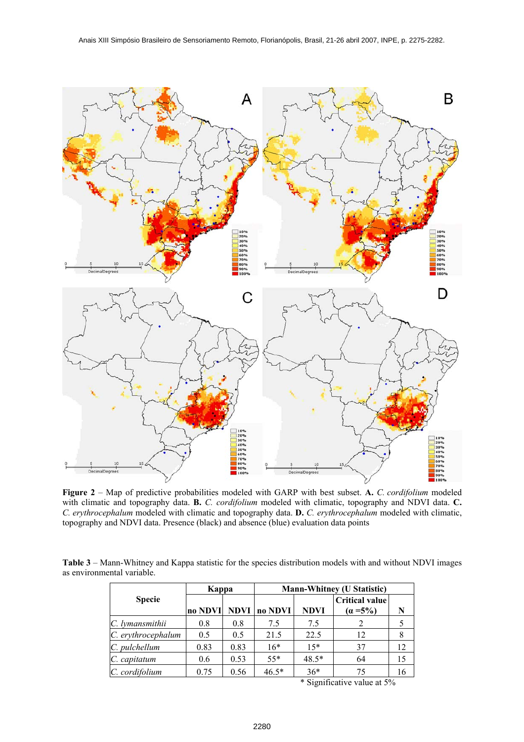**Figure 2** – Map of predictive probabilities modeled with GARP with best subset. **A.** *C. cordifolium* modeled with climatic and topography data. **B.** *C. cordifolium* modeled with climatic, topography and NDVI data. **C.** *C. erythrocephalum* modeled with climatic and topography data. **D.** *C. erythrocephalum* modeled with climatic, topography and NDVI data. Presence (black) and absence (blue) evaluation data points

**Table 3** – Mann-Whitney and Kappa statistic for the species distribution models with and without NDVI images as environmental variable.

| Specie | Kappa | | Mann-Whitney (U Statistic) | | | |
|---|---|---|---|---|---|---|
| | no NDVI | NDVI | no NDVI | NDVI | Critical value (α =5%) | N |
| *C. lymansmithii* | 0.8 | 0.8 | 7.5 | 7.5 | 2 | 5 |
| *C. erythrocephalum* | 0.5 | 0.5 | 21.5 | 22.5 | 12 | 8 |
| *C. pulchellum* | 0.83 | 0.83 | 16* | 15* | 37 | 12 |
| *C. capitatum* | 0.6 | 0.53 | 55* | 48.5* | 64 | 15 |
| *C. cordifolium* | 0.75 | 0.56 | 46.5* | 36* | 75 | 16 |

\* Significative value at 5%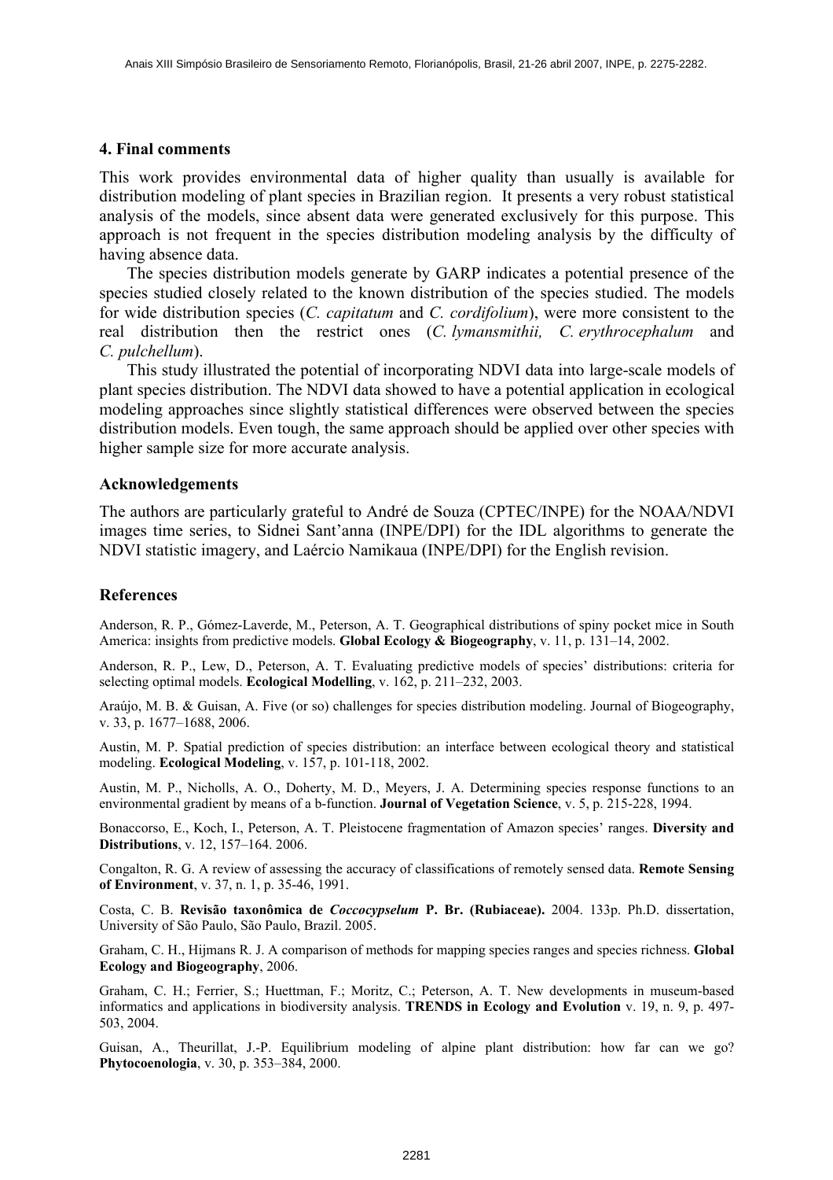## 4. Final comments

This work provides environmental data of higher quality than usually is available for distribution modeling of plant species in Brazilian region. It presents a very robust statistical analysis of the models, since absent data were generated exclusively for this purpose. This approach is not frequent in the species distribution modeling analysis by the difficulty of having absence data.

The species distribution models generate by GARP indicates a potential presence of the species studied closely related to the known distribution of the species studied. The models for wide distribution species (*C. capitatum* and *C. cordifolium*), were more consistent to the real distribution then the restrict ones (*C. lymansmithii, C. erythrocephalum* and *C. pulchellum*).

This study illustrated the potential of incorporating NDVI data into large-scale models of plant species distribution. The NDVI data showed to have a potential application in ecological modeling approaches since slightly statistical differences were observed between the species distribution models. Even tough, the same approach should be applied over other species with higher sample size for more accurate analysis.

### Acknowledgements

The authors are particularly grateful to André de Souza (CPTEC/INPE) for the NOAA/NDVI images time series, to Sidnei Sant'anna (INPE/DPI) for the IDL algorithms to generate the NDVI statistic imagery, and Laércio Namikaua (INPE/DPI) for the English revision.

### References

Anderson, R. P., Gómez-Laverde, M., Peterson, A. T. Geographical distributions of spiny pocket mice in South America: insights from predictive models. **Global Ecology & Biogeography**, v. 11, p. 131–14, 2002.

Anderson, R. P., Lew, D., Peterson, A. T. Evaluating predictive models of species' distributions: criteria for selecting optimal models. **Ecological Modelling**, v. 162, p. 211–232, 2003.

Araújo, M. B. & Guisan, A. Five (or so) challenges for species distribution modeling. Journal of Biogeography, v. 33, p. 1677–1688, 2006.

Austin, M. P. Spatial prediction of species distribution: an interface between ecological theory and statistical modeling. **Ecological Modeling**, v. 157, p. 101-118, 2002.

Austin, M. P., Nicholls, A. O., Doherty, M. D., Meyers, J. A. Determining species response functions to an environmental gradient by means of a b-function. **Journal of Vegetation Science**, v. 5, p. 215-228, 1994.

Bonaccorso, E., Koch, I., Peterson, A. T. Pleistocene fragmentation of Amazon species' ranges. **Diversity and Distributions**, v. 12, 157–164. 2006.

Congalton, R. G. A review of assessing the accuracy of classifications of remotely sensed data. **Remote Sensing of Environment**, v. 37, n. 1, p. 35-46, 1991.

Costa, C. B. **Revisão taxonômica de *Coccocypselum* P. Br. (Rubiaceae).** 2004. 133p. Ph.D. dissertation, University of São Paulo, São Paulo, Brazil. 2005.

Graham, C. H., Hijmans R. J. A comparison of methods for mapping species ranges and species richness. **Global Ecology and Biogeography**, 2006.

Graham, C. H.; Ferrier, S.; Huettman, F.; Moritz, C.; Peterson, A. T. New developments in museum-based informatics and applications in biodiversity analysis. **TRENDS in Ecology and Evolution** v. 19, n. 9, p. 497-503, 2004.

Guisan, A., Theurillat, J.-P. Equilibrium modeling of alpine plant distribution: how far can we go? **Phytocoenologia**, v. 30, p. 353–384, 2000.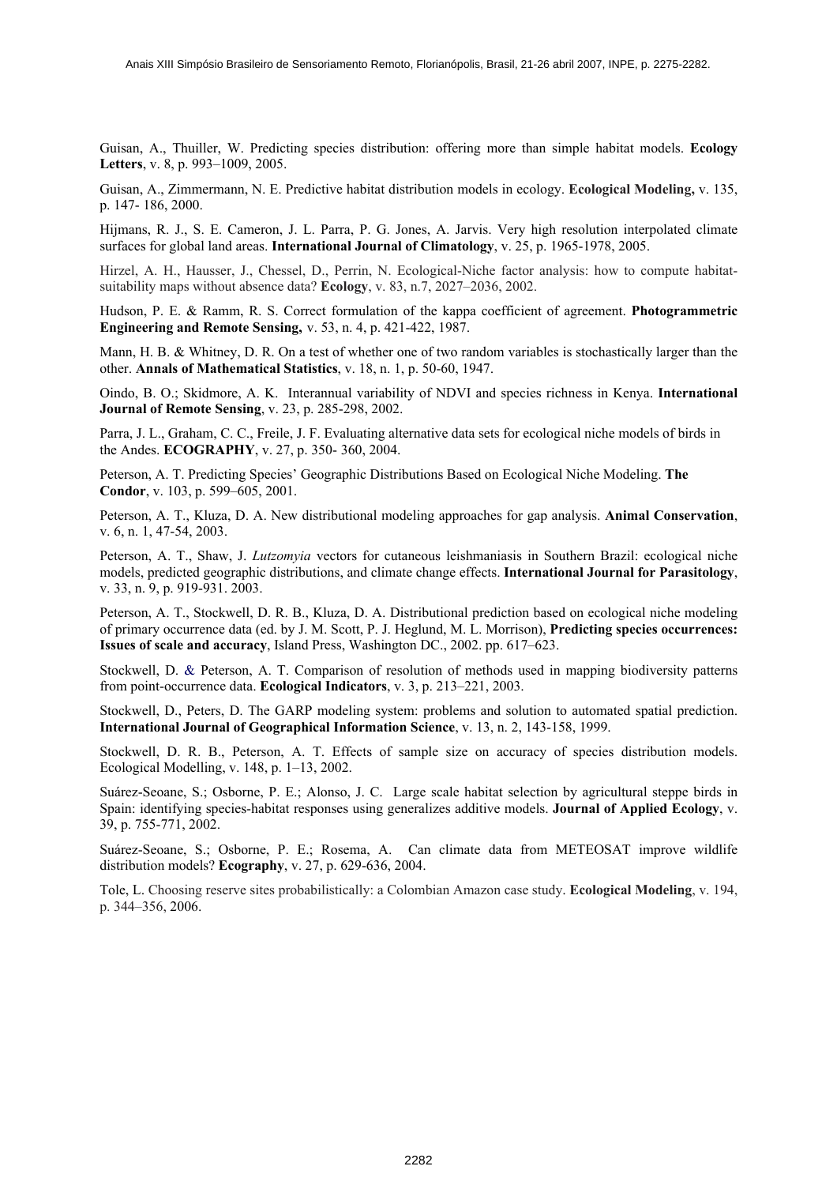Guisan, A., Thuiller, W. Predicting species distribution: offering more than simple habitat models. **Ecology Letters**, v. 8, p. 993–1009, 2005.

Guisan, A., Zimmermann, N. E. Predictive habitat distribution models in ecology. **Ecological Modeling,** v. 135, p. 147- 186, 2000.

Hijmans, R. J., S. E. Cameron, J. L. Parra, P. G. Jones, A. Jarvis. Very high resolution interpolated climate surfaces for global land areas. **International Journal of Climatology**, v. 25, p. 1965-1978, 2005.

Hirzel, A. H., Hausser, J., Chessel, D., Perrin, N. Ecological-Niche factor analysis: how to compute habitat-suitability maps without absence data? **Ecology**, v. 83, n.7, 2027–2036, 2002.

Hudson, P. E. & Ramm, R. S. Correct formulation of the kappa coefficient of agreement. **Photogrammetric Engineering and Remote Sensing,** v. 53, n. 4, p. 421-422, 1987.

Mann, H. B. & Whitney, D. R. On a test of whether one of two random variables is stochastically larger than the other. **Annals of Mathematical Statistics**, v. 18, n. 1, p. 50-60, 1947.

Oindo, B. O.; Skidmore, A. K. Interannual variability of NDVI and species richness in Kenya. **International Journal of Remote Sensing**, v. 23, p. 285-298, 2002.

Parra, J. L., Graham, C. C., Freile, J. F. Evaluating alternative data sets for ecological niche models of birds in the Andes. **ECOGRAPHY**, v. 27, p. 350- 360, 2004.

Peterson, A. T. Predicting Species' Geographic Distributions Based on Ecological Niche Modeling. **The Condor**, v. 103, p. 599–605, 2001.

Peterson, A. T., Kluza, D. A. New distributional modeling approaches for gap analysis. **Animal Conservation**, v. 6, n. 1, 47-54, 2003.

Peterson, A. T., Shaw, J. *Lutzomyia* vectors for cutaneous leishmaniasis in Southern Brazil: ecological niche models, predicted geographic distributions, and climate change effects. **International Journal for Parasitology**, v. 33, n. 9, p. 919-931. 2003.

Peterson, A. T., Stockwell, D. R. B., Kluza, D. A. Distributional prediction based on ecological niche modeling of primary occurrence data (ed. by J. M. Scott, P. J. Heglund, M. L. Morrison), **Predicting species occurrences: Issues of scale and accuracy**, Island Press, Washington DC., 2002. pp. 617–623.

Stockwell, D. & Peterson, A. T. Comparison of resolution of methods used in mapping biodiversity patterns from point-occurrence data. **Ecological Indicators**, v. 3, p. 213–221, 2003.

Stockwell, D., Peters, D. The GARP modeling system: problems and solution to automated spatial prediction. **International Journal of Geographical Information Science**, v. 13, n. 2, 143-158, 1999.

Stockwell, D. R. B., Peterson, A. T. Effects of sample size on accuracy of species distribution models. Ecological Modelling, v. 148, p. 1–13, 2002.

Suárez-Seoane, S.; Osborne, P. E.; Alonso, J. C. Large scale habitat selection by agricultural steppe birds in Spain: identifying species-habitat responses using generalizes additive models. **Journal of Applied Ecology**, v. 39, p. 755-771, 2002.

Suárez-Seoane, S.; Osborne, P. E.; Rosema, A. Can climate data from METEOSAT improve wildlife distribution models? **Ecography**, v. 27, p. 629-636, 2004.

Tole, L. Choosing reserve sites probabilistically: a Colombian Amazon case study. **Ecological Modeling**, v. 194, p. 344–356, 2006.